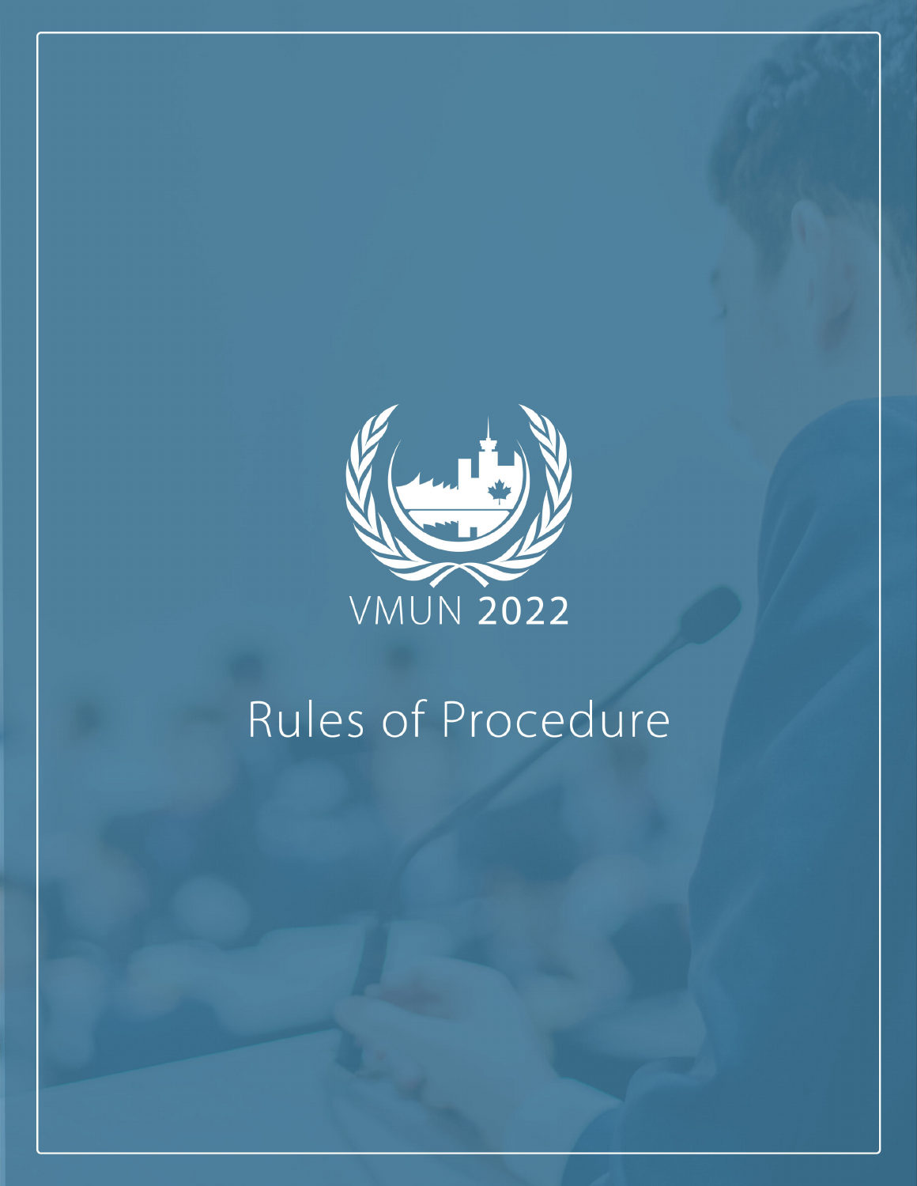VMUN 2022

# Rules of Procedure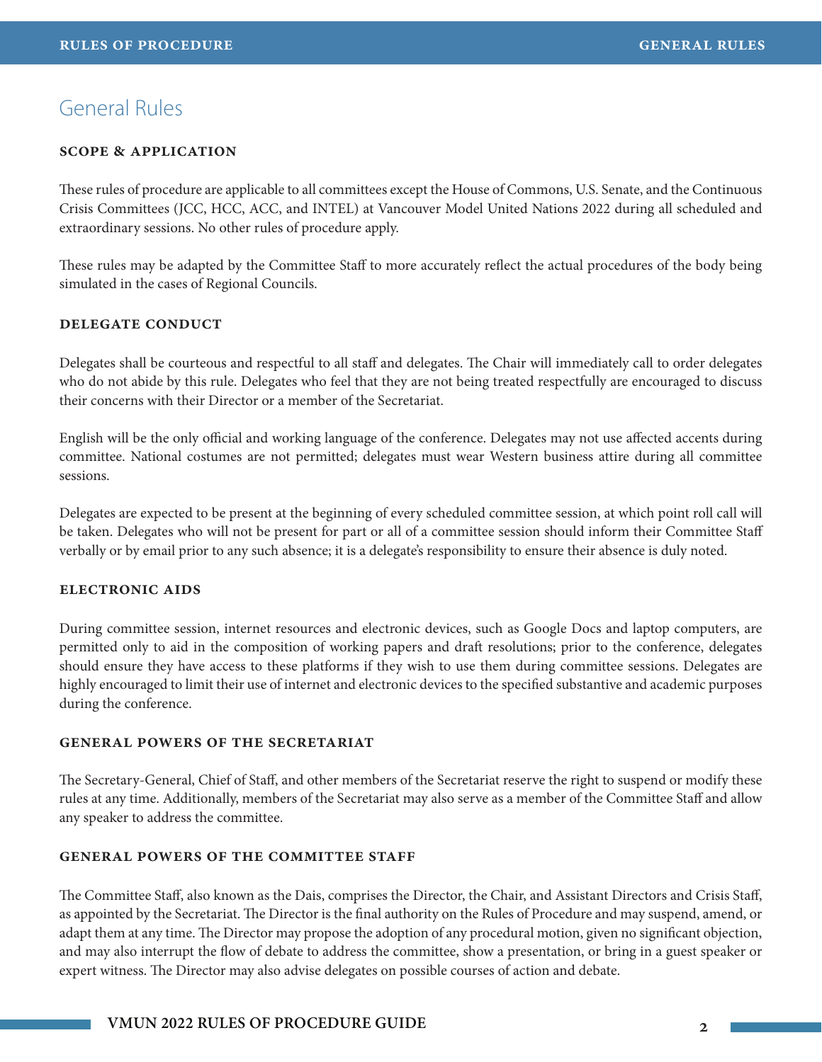# General Rules

### SCOPE & APPLICATION

These rules of procedure are applicable to all committees except the House of Commons, U.S. Senate, and the Continuous Crisis Committees (JCC, HCC, ACC, and INTEL) at Vancouver Model United Nations 2022 during all scheduled and extraordinary sessions. No other rules of procedure apply.

These rules may be adapted by the Committee Staff to more accurately reflect the actual procedures of the body being simulated in the cases of Regional Councils.

### DELEGATE CONDUCT

Delegates shall be courteous and respectful to all staff and delegates. The Chair will immediately call to order delegates who do not abide by this rule. Delegates who feel that they are not being treated respectfully are encouraged to discuss their concerns with their Director or a member of the Secretariat.

English will be the only official and working language of the conference. Delegates may not use affected accents during committee. National costumes are not permitted; delegates must wear Western business attire during all committee sessions.

Delegates are expected to be present at the beginning of every scheduled committee session, at which point roll call will be taken. Delegates who will not be present for part or all of a committee session should inform their Committee Staff verbally or by email prior to any such absence; it is a delegate's responsibility to ensure their absence is duly noted.

### ELECTRONIC AIDS

During committee session, internet resources and electronic devices, such as Google Docs and laptop computers, are permitted only to aid in the composition of working papers and draft resolutions; prior to the conference, delegates should ensure they have access to these platforms if they wish to use them during committee sessions. Delegates are highly encouraged to limit their use of internet and electronic devices to the specified substantive and academic purposes during the conference.

### GENERAL POWERS OF THE SECRETARIAT

The Secretary-General, Chief of Staff, and other members of the Secretariat reserve the right to suspend or modify these rules at any time. Additionally, members of the Secretariat may also serve as a member of the Committee Staff and allow any speaker to address the committee.

### GENERAL POWERS OF THE COMMITTEE STAFF

The Committee Staff, also known as the Dais, comprises the Director, the Chair, and Assistant Directors and Crisis Staff, as appointed by the Secretariat. The Director is the final authority on the Rules of Procedure and may suspend, amend, or adapt them at any time. The Director may propose the adoption of any procedural motion, given no significant objection, and may also interrupt the flow of debate to address the committee, show a presentation, or bring in a guest speaker or expert witness. The Director may also advise delegates on possible courses of action and debate.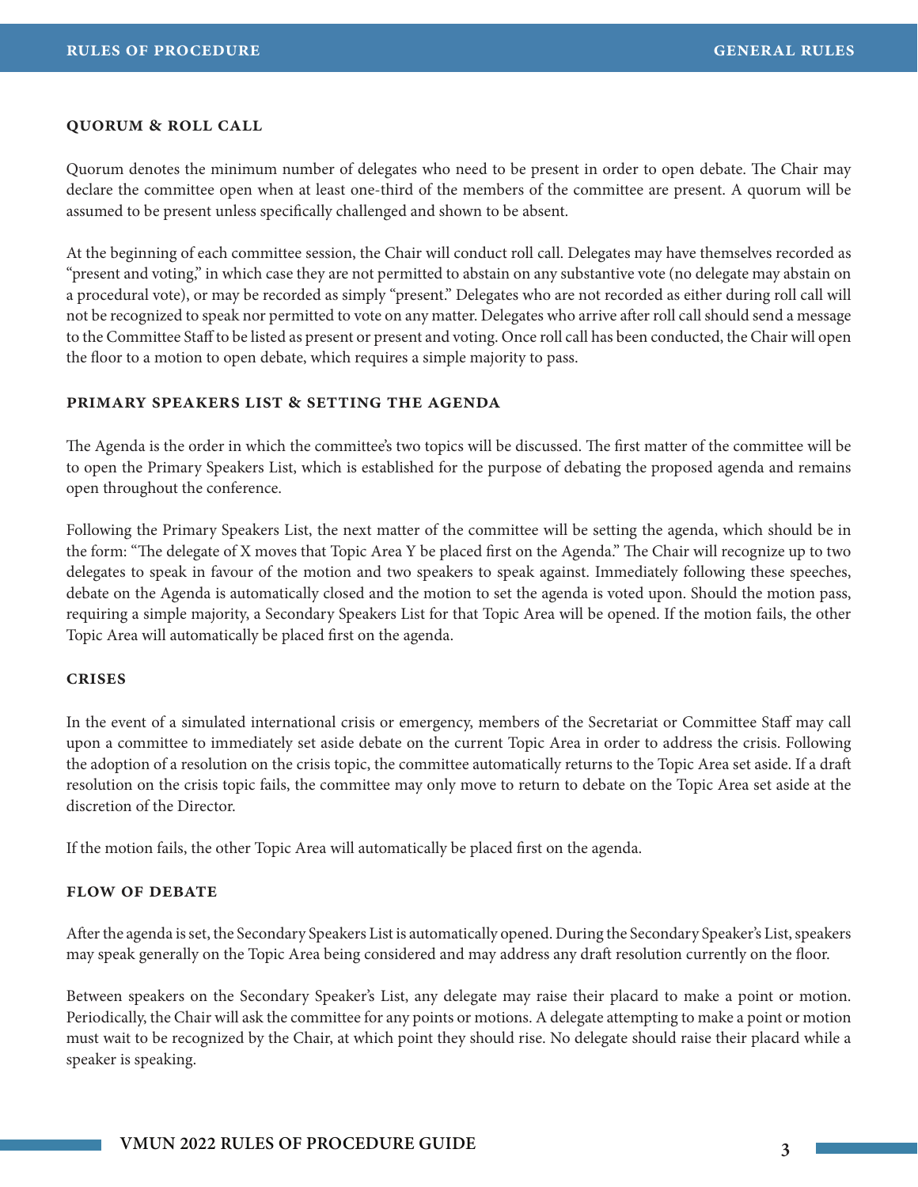### QUORUM & ROLL CALL

Quorum denotes the minimum number of delegates who need to be present in order to open debate. The Chair may declare the committee open when at least one-third of the members of the committee are present. A quorum will be assumed to be present unless specifically challenged and shown to be absent.

At the beginning of each committee session, the Chair will conduct roll call. Delegates may have themselves recorded as "present and voting," in which case they are not permitted to abstain on any substantive vote (no delegate may abstain on a procedural vote), or may be recorded as simply "present." Delegates who are not recorded as either during roll call will not be recognized to speak nor permitted to vote on any matter. Delegates who arrive after roll call should send a message to the Committee Staff to be listed as present or present and voting. Once roll call has been conducted, the Chair will open the floor to a motion to open debate, which requires a simple majority to pass.

### PRIMARY SPEAKERS LIST & SETTING THE AGENDA

The Agenda is the order in which the committee's two topics will be discussed. The first matter of the committee will be to open the Primary Speakers List, which is established for the purpose of debating the proposed agenda and remains open throughout the conference.

Following the Primary Speakers List, the next matter of the committee will be setting the agenda, which should be in the form: "The delegate of X moves that Topic Area Y be placed first on the Agenda." The Chair will recognize up to two delegates to speak in favour of the motion and two speakers to speak against. Immediately following these speeches, debate on the Agenda is automatically closed and the motion to set the agenda is voted upon. Should the motion pass, requiring a simple majority, a Secondary Speakers List for that Topic Area will be opened. If the motion fails, the other Topic Area will automatically be placed first on the agenda.

### CRISES

In the event of a simulated international crisis or emergency, members of the Secretariat or Committee Staff may call upon a committee to immediately set aside debate on the current Topic Area in order to address the crisis. Following the adoption of a resolution on the crisis topic, the committee automatically returns to the Topic Area set aside. If a draft resolution on the crisis topic fails, the committee may only move to return to debate on the Topic Area set aside at the discretion of the Director.

If the motion fails, the other Topic Area will automatically be placed first on the agenda.

### FLOW OF DEBATE

After the agenda is set, the Secondary Speakers List is automatically opened. During the Secondary Speaker's List, speakers may speak generally on the Topic Area being considered and may address any draft resolution currently on the floor.

Between speakers on the Secondary Speaker's List, any delegate may raise their placard to make a point or motion. Periodically, the Chair will ask the committee for any points or motions. A delegate attempting to make a point or motion must wait to be recognized by the Chair, at which point they should rise. No delegate should raise their placard while a speaker is speaking.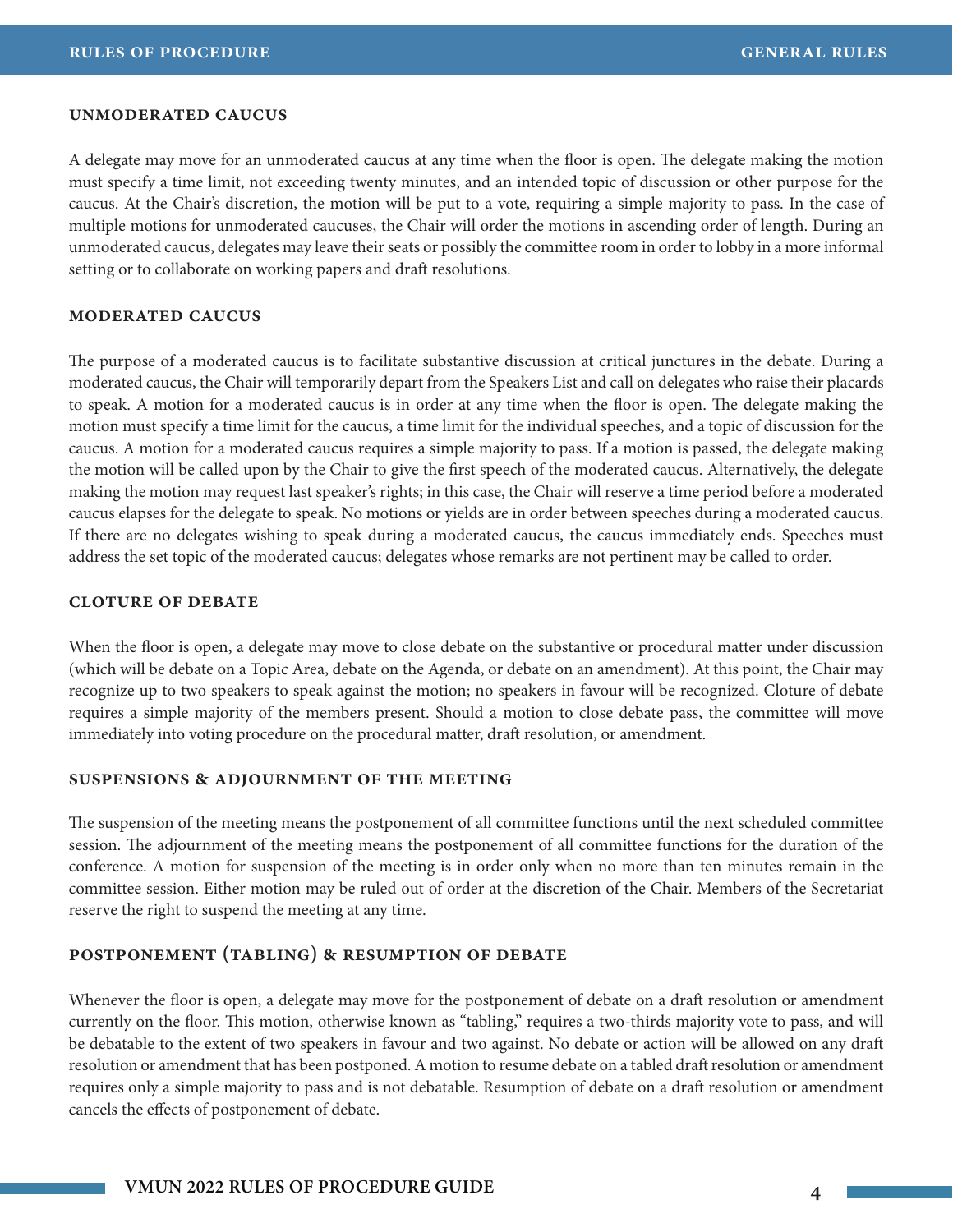### UNMODERATED CAUCUS

A delegate may move for an unmoderated caucus at any time when the floor is open. The delegate making the motion must specify a time limit, not exceeding twenty minutes, and an intended topic of discussion or other purpose for the caucus. At the Chair's discretion, the motion will be put to a vote, requiring a simple majority to pass. In the case of multiple motions for unmoderated caucuses, the Chair will order the motions in ascending order of length. During an unmoderated caucus, delegates may leave their seats or possibly the committee room in order to lobby in a more informal setting or to collaborate on working papers and draft resolutions.

### MODERATED CAUCUS

The purpose of a moderated caucus is to facilitate substantive discussion at critical junctures in the debate. During a moderated caucus, the Chair will temporarily depart from the Speakers List and call on delegates who raise their placards to speak. A motion for a moderated caucus is in order at any time when the floor is open. The delegate making the motion must specify a time limit for the caucus, a time limit for the individual speeches, and a topic of discussion for the caucus. A motion for a moderated caucus requires a simple majority to pass. If a motion is passed, the delegate making the motion will be called upon by the Chair to give the first speech of the moderated caucus. Alternatively, the delegate making the motion may request last speaker's rights; in this case, the Chair will reserve a time period before a moderated caucus elapses for the delegate to speak. No motions or yields are in order between speeches during a moderated caucus. If there are no delegates wishing to speak during a moderated caucus, the caucus immediately ends. Speeches must address the set topic of the moderated caucus; delegates whose remarks are not pertinent may be called to order.

### CLOTURE OF DEBATE

When the floor is open, a delegate may move to close debate on the substantive or procedural matter under discussion (which will be debate on a Topic Area, debate on the Agenda, or debate on an amendment). At this point, the Chair may recognize up to two speakers to speak against the motion; no speakers in favour will be recognized. Cloture of debate requires a simple majority of the members present. Should a motion to close debate pass, the committee will move immediately into voting procedure on the procedural matter, draft resolution, or amendment.

### SUSPENSIONS & ADJOURNMENT OF THE MEETING

The suspension of the meeting means the postponement of all committee functions until the next scheduled committee session. The adjournment of the meeting means the postponement of all committee functions for the duration of the conference. A motion for suspension of the meeting is in order only when no more than ten minutes remain in the committee session. Either motion may be ruled out of order at the discretion of the Chair. Members of the Secretariat reserve the right to suspend the meeting at any time.

### POSTPONEMENT (TABLING) & RESUMPTION OF DEBATE

Whenever the floor is open, a delegate may move for the postponement of debate on a draft resolution or amendment currently on the floor. This motion, otherwise known as "tabling," requires a two-thirds majority vote to pass, and will be debatable to the extent of two speakers in favour and two against. No debate or action will be allowed on any draft resolution or amendment that has been postponed. A motion to resume debate on a tabled draft resolution or amendment requires only a simple majority to pass and is not debatable. Resumption of debate on a draft resolution or amendment cancels the effects of postponement of debate.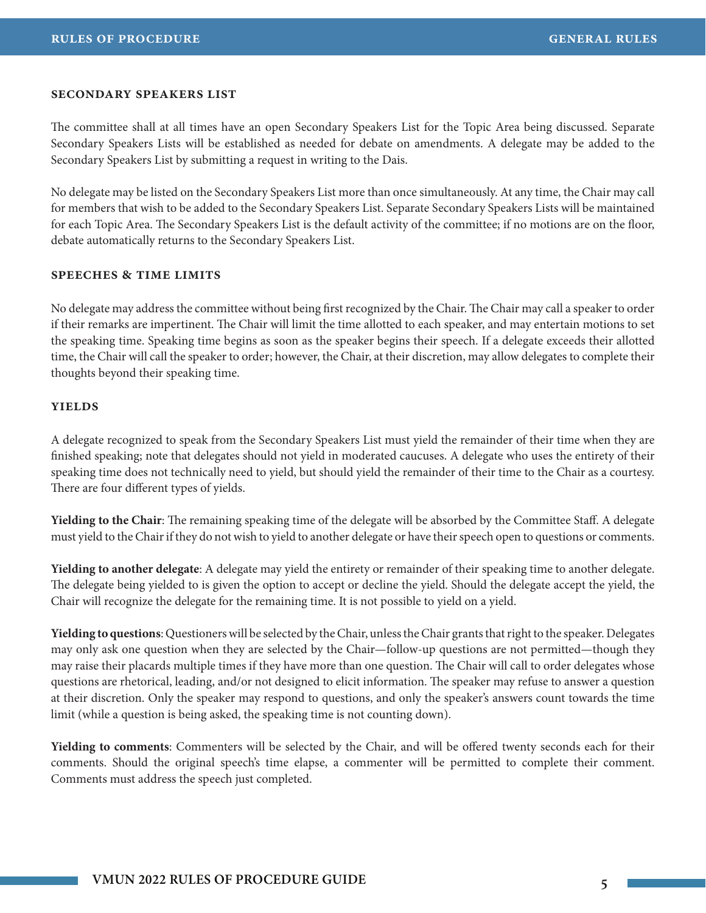### SECONDARY SPEAKERS LIST

The committee shall at all times have an open Secondary Speakers List for the Topic Area being discussed. Separate Secondary Speakers Lists will be established as needed for debate on amendments. A delegate may be added to the Secondary Speakers List by submitting a request in writing to the Dais.

No delegate may be listed on the Secondary Speakers List more than once simultaneously. At any time, the Chair may call for members that wish to be added to the Secondary Speakers List. Separate Secondary Speakers Lists will be maintained for each Topic Area. The Secondary Speakers List is the default activity of the committee; if no motions are on the floor, debate automatically returns to the Secondary Speakers List.

### SPEECHES & TIME LIMITS

No delegate may address the committee without being first recognized by the Chair. The Chair may call a speaker to order if their remarks are impertinent. The Chair will limit the time allotted to each speaker, and may entertain motions to set the speaking time. Speaking time begins as soon as the speaker begins their speech. If a delegate exceeds their allotted time, the Chair will call the speaker to order; however, the Chair, at their discretion, may allow delegates to complete their thoughts beyond their speaking time.

### YIELDS

A delegate recognized to speak from the Secondary Speakers List must yield the remainder of their time when they are finished speaking; note that delegates should not yield in moderated caucuses. A delegate who uses the entirety of their speaking time does not technically need to yield, but should yield the remainder of their time to the Chair as a courtesy. There are four different types of yields.

**Yielding to the Chair**: The remaining speaking time of the delegate will be absorbed by the Committee Staff. A delegate must yield to the Chair if they do not wish to yield to another delegate or have their speech open to questions or comments.

**Yielding to another delegate**: A delegate may yield the entirety or remainder of their speaking time to another delegate. The delegate being yielded to is given the option to accept or decline the yield. Should the delegate accept the yield, the Chair will recognize the delegate for the remaining time. It is not possible to yield on a yield.

**Yielding to questions**: Questioners will be selected by the Chair, unless the Chair grants that right to the speaker. Delegates may only ask one question when they are selected by the Chair—follow-up questions are not permitted—though they may raise their placards multiple times if they have more than one question. The Chair will call to order delegates whose questions are rhetorical, leading, and/or not designed to elicit information. The speaker may refuse to answer a question at their discretion. Only the speaker may respond to questions, and only the speaker's answers count towards the time limit (while a question is being asked, the speaking time is not counting down).

**Yielding to comments**: Commenters will be selected by the Chair, and will be offered twenty seconds each for their comments. Should the original speech's time elapse, a commenter will be permitted to complete their comment. Comments must address the speech just completed.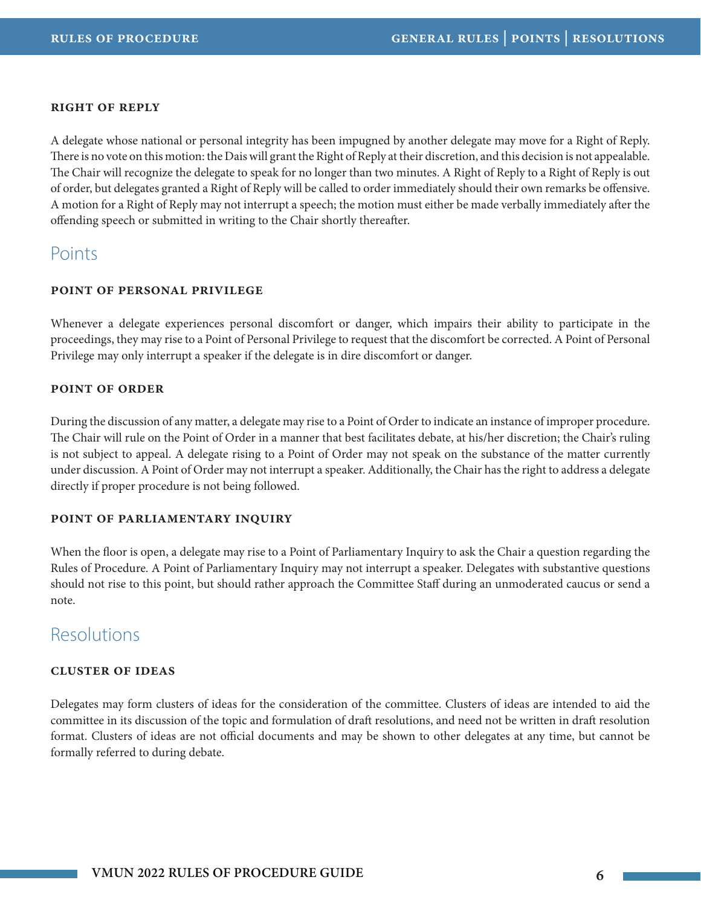#### RIGHT OF REPLY

A delegate whose national or personal integrity has been impugned by another delegate may move for a Right of Reply. There is no vote on this motion: the Dais will grant the Right of Reply at their discretion, and this decision is not appealable. The Chair will recognize the delegate to speak for no longer than two minutes. A Right of Reply to a Right of Reply is out of order, but delegates granted a Right of Reply will be called to order immediately should their own remarks be offensive. A motion for a Right of Reply may not interrupt a speech; the motion must either be made verbally immediately after the offending speech or submitted in writing to the Chair shortly thereafter.

## Points

#### POINT OF PERSONAL PRIVILEGE

Whenever a delegate experiences personal discomfort or danger, which impairs their ability to participate in the proceedings, they may rise to a Point of Personal Privilege to request that the discomfort be corrected. A Point of Personal Privilege may only interrupt a speaker if the delegate is in dire discomfort or danger.

#### POINT OF ORDER

During the discussion of any matter, a delegate may rise to a Point of Order to indicate an instance of improper procedure. The Chair will rule on the Point of Order in a manner that best facilitates debate, at his/her discretion; the Chair's ruling is not subject to appeal. A delegate rising to a Point of Order may not speak on the substance of the matter currently under discussion. A Point of Order may not interrupt a speaker. Additionally, the Chair has the right to address a delegate directly if proper procedure is not being followed.

#### POINT OF PARLIAMENTARY INQUIRY

When the floor is open, a delegate may rise to a Point of Parliamentary Inquiry to ask the Chair a question regarding the Rules of Procedure. A Point of Parliamentary Inquiry may not interrupt a speaker. Delegates with substantive questions should not rise to this point, but should rather approach the Committee Staff during an unmoderated caucus or send a note.

## Resolutions

#### CLUSTER OF IDEAS

Delegates may form clusters of ideas for the consideration of the committee. Clusters of ideas are intended to aid the committee in its discussion of the topic and formulation of draft resolutions, and need not be written in draft resolution format. Clusters of ideas are not official documents and may be shown to other delegates at any time, but cannot be formally referred to during debate.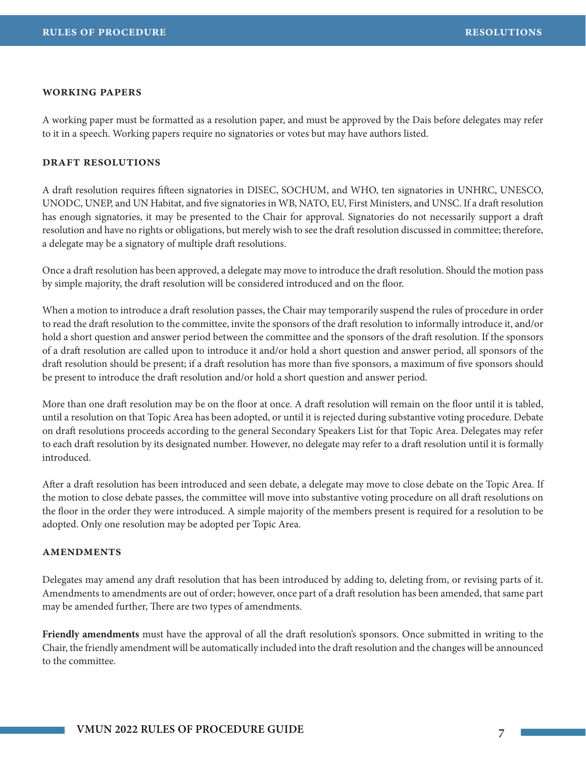### WORKING PAPERS

A working paper must be formatted as a resolution paper, and must be approved by the Dais before delegates may refer to it in a speech. Working papers require no signatories or votes but may have authors listed.

### DRAFT RESOLUTIONS

A draft resolution requires fifteen signatories in DISEC, SOCHUM, and WHO, ten signatories in UNHRC, UNESCO, UNODC, UNEP, and UN Habitat, and five signatories in WB, NATO, EU, First Ministers, and UNSC. If a draft resolution has enough signatories, it may be presented to the Chair for approval. Signatories do not necessarily support a draft resolution and have no rights or obligations, but merely wish to see the draft resolution discussed in committee; therefore, a delegate may be a signatory of multiple draft resolutions.

Once a draft resolution has been approved, a delegate may move to introduce the draft resolution. Should the motion pass by simple majority, the draft resolution will be considered introduced and on the floor.

When a motion to introduce a draft resolution passes, the Chair may temporarily suspend the rules of procedure in order to read the draft resolution to the committee, invite the sponsors of the draft resolution to informally introduce it, and/or hold a short question and answer period between the committee and the sponsors of the draft resolution. If the sponsors of a draft resolution are called upon to introduce it and/or hold a short question and answer period, all sponsors of the draft resolution should be present; if a draft resolution has more than five sponsors, a maximum of five sponsors should be present to introduce the draft resolution and/or hold a short question and answer period.

More than one draft resolution may be on the floor at once. A draft resolution will remain on the floor until it is tabled, until a resolution on that Topic Area has been adopted, or until it is rejected during substantive voting procedure. Debate on draft resolutions proceeds according to the general Secondary Speakers List for that Topic Area. Delegates may refer to each draft resolution by its designated number. However, no delegate may refer to a draft resolution until it is formally introduced.

After a draft resolution has been introduced and seen debate, a delegate may move to close debate on the Topic Area. If the motion to close debate passes, the committee will move into substantive voting procedure on all draft resolutions on the floor in the order they were introduced. A simple majority of the members present is required for a resolution to be adopted. Only one resolution may be adopted per Topic Area.

### AMENDMENTS

Delegates may amend any draft resolution that has been introduced by adding to, deleting from, or revising parts of it. Amendments to amendments are out of order; however, once part of a draft resolution has been amended, that same part may be amended further, There are two types of amendments.

**Friendly amendments** must have the approval of all the draft resolution's sponsors. Once submitted in writing to the Chair, the friendly amendment will be automatically included into the draft resolution and the changes will be announced to the committee.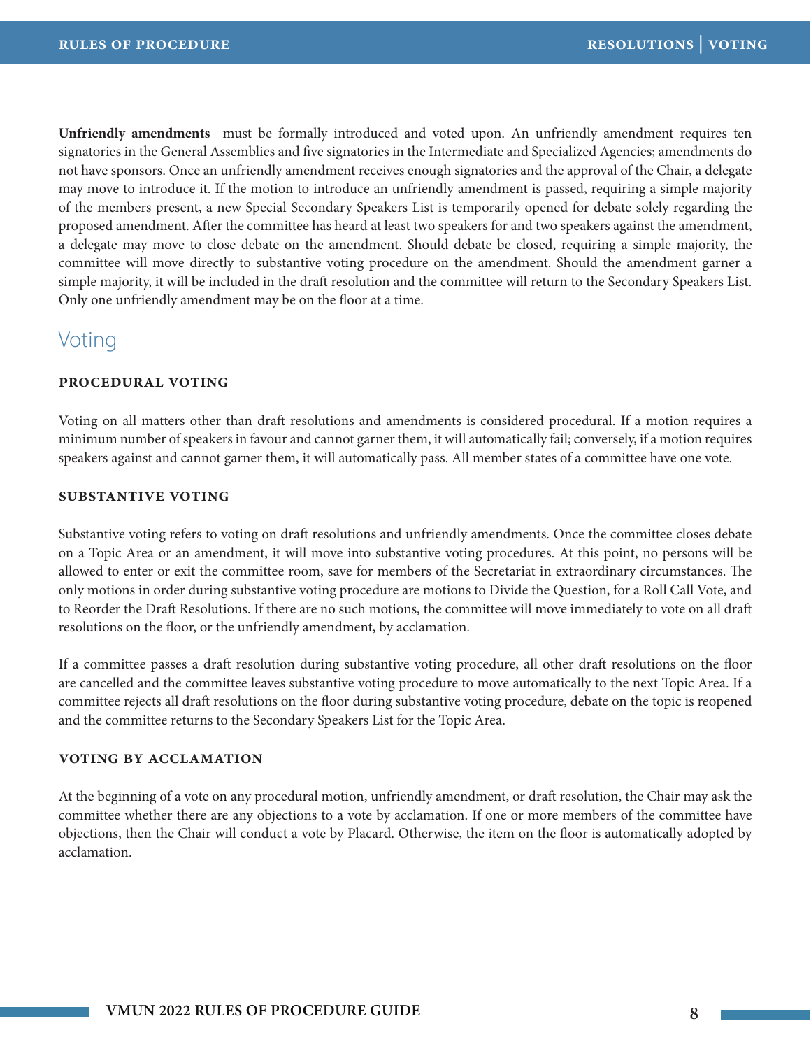**Unfriendly amendments** must be formally introduced and voted upon. An unfriendly amendment requires ten signatories in the General Assemblies and five signatories in the Intermediate and Specialized Agencies; amendments do not have sponsors. Once an unfriendly amendment receives enough signatories and the approval of the Chair, a delegate may move to introduce it. If the motion to introduce an unfriendly amendment is passed, requiring a simple majority of the members present, a new Special Secondary Speakers List is temporarily opened for debate solely regarding the proposed amendment. After the committee has heard at least two speakers for and two speakers against the amendment, a delegate may move to close debate on the amendment. Should debate be closed, requiring a simple majority, the committee will move directly to substantive voting procedure on the amendment. Should the amendment garner a simple majority, it will be included in the draft resolution and the committee will return to the Secondary Speakers List. Only one unfriendly amendment may be on the floor at a time.

## Voting

### PROCEDURAL VOTING

Voting on all matters other than draft resolutions and amendments is considered procedural. If a motion requires a minimum number of speakers in favour and cannot garner them, it will automatically fail; conversely, if a motion requires speakers against and cannot garner them, it will automatically pass. All member states of a committee have one vote.

### SUBSTANTIVE VOTING

Substantive voting refers to voting on draft resolutions and unfriendly amendments. Once the committee closes debate on a Topic Area or an amendment, it will move into substantive voting procedures. At this point, no persons will be allowed to enter or exit the committee room, save for members of the Secretariat in extraordinary circumstances. The only motions in order during substantive voting procedure are motions to Divide the Question, for a Roll Call Vote, and to Reorder the Draft Resolutions. If there are no such motions, the committee will move immediately to vote on all draft resolutions on the floor, or the unfriendly amendment, by acclamation.

If a committee passes a draft resolution during substantive voting procedure, all other draft resolutions on the floor are cancelled and the committee leaves substantive voting procedure to move automatically to the next Topic Area. If a committee rejects all draft resolutions on the floor during substantive voting procedure, debate on the topic is reopened and the committee returns to the Secondary Speakers List for the Topic Area.

### VOTING BY ACCLAMATION

At the beginning of a vote on any procedural motion, unfriendly amendment, or draft resolution, the Chair may ask the committee whether there are any objections to a vote by acclamation. If one or more members of the committee have objections, then the Chair will conduct a vote by Placard. Otherwise, the item on the floor is automatically adopted by acclamation.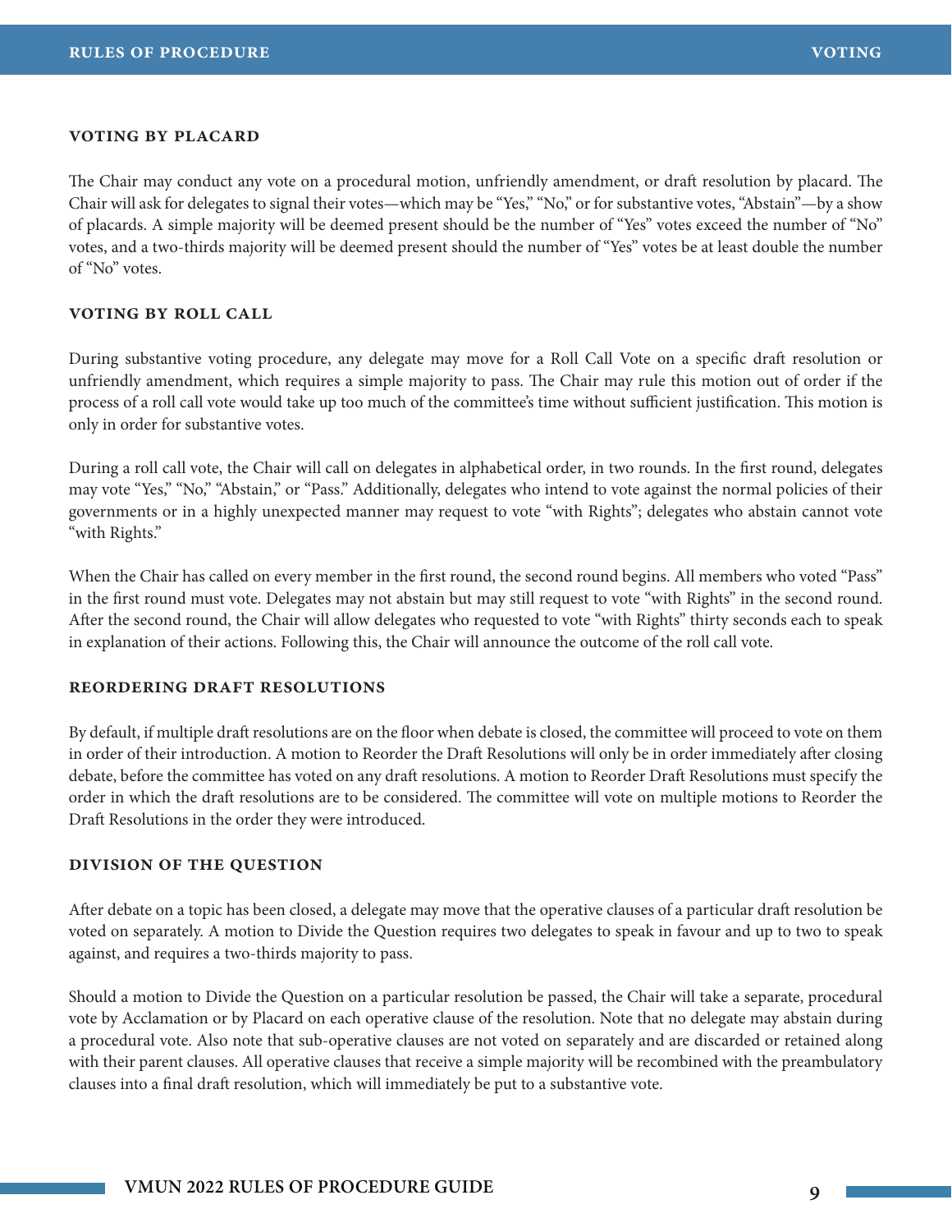### VOTING BY PLACARD

The Chair may conduct any vote on a procedural motion, unfriendly amendment, or draft resolution by placard. The Chair will ask for delegates to signal their votes—which may be "Yes," "No," or for substantive votes, "Abstain"—by a show of placards. A simple majority will be deemed present should be the number of "Yes" votes exceed the number of "No" votes, and a two-thirds majority will be deemed present should the number of "Yes" votes be at least double the number of "No" votes.

### VOTING BY ROLL CALL

During substantive voting procedure, any delegate may move for a Roll Call Vote on a specific draft resolution or unfriendly amendment, which requires a simple majority to pass. The Chair may rule this motion out of order if the process of a roll call vote would take up too much of the committee's time without sufficient justification. This motion is only in order for substantive votes.

During a roll call vote, the Chair will call on delegates in alphabetical order, in two rounds. In the first round, delegates may vote "Yes," "No," "Abstain," or "Pass." Additionally, delegates who intend to vote against the normal policies of their governments or in a highly unexpected manner may request to vote "with Rights"; delegates who abstain cannot vote "with Rights."

When the Chair has called on every member in the first round, the second round begins. All members who voted "Pass" in the first round must vote. Delegates may not abstain but may still request to vote "with Rights" in the second round. After the second round, the Chair will allow delegates who requested to vote "with Rights" thirty seconds each to speak in explanation of their actions. Following this, the Chair will announce the outcome of the roll call vote.

### REORDERING DRAFT RESOLUTIONS

By default, if multiple draft resolutions are on the floor when debate is closed, the committee will proceed to vote on them in order of their introduction. A motion to Reorder the Draft Resolutions will only be in order immediately after closing debate, before the committee has voted on any draft resolutions. A motion to Reorder Draft Resolutions must specify the order in which the draft resolutions are to be considered. The committee will vote on multiple motions to Reorder the Draft Resolutions in the order they were introduced.

### DIVISION OF THE QUESTION

After debate on a topic has been closed, a delegate may move that the operative clauses of a particular draft resolution be voted on separately. A motion to Divide the Question requires two delegates to speak in favour and up to two to speak against, and requires a two-thirds majority to pass.

Should a motion to Divide the Question on a particular resolution be passed, the Chair will take a separate, procedural vote by Acclamation or by Placard on each operative clause of the resolution. Note that no delegate may abstain during a procedural vote. Also note that sub-operative clauses are not voted on separately and are discarded or retained along with their parent clauses. All operative clauses that receive a simple majority will be recombined with the preambulatory clauses into a final draft resolution, which will immediately be put to a substantive vote.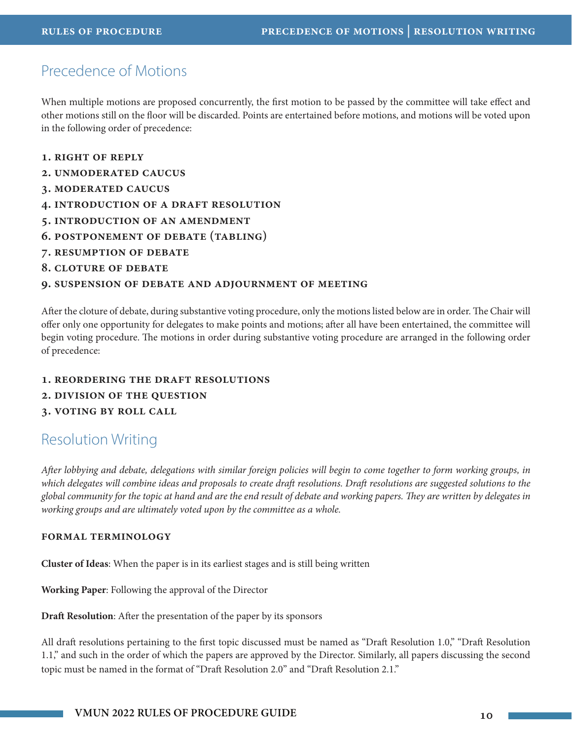## Precedence of Motions

When multiple motions are proposed concurrently, the first motion to be passed by the committee will take effect and other motions still on the floor will be discarded. Points are entertained before motions, and motions will be voted upon in the following order of precedence:

1. **RIGHT OF REPLY**
2. **UNMODERATED CAUCUS**
3. **MODERATED CAUCUS**
4. **INTRODUCTION OF A DRAFT RESOLUTION**
5. **INTRODUCTION OF AN AMENDMENT**
6. **POSTPONEMENT OF DEBATE (TABLING)**
7. **RESUMPTION OF DEBATE**
8. **CLOTURE OF DEBATE**
9. **SUSPENSION OF DEBATE AND ADJOURNMENT OF MEETING**

After the cloture of debate, during substantive voting procedure, only the motions listed below are in order. The Chair will offer only one opportunity for delegates to make points and motions; after all have been entertained, the committee will begin voting procedure. The motions in order during substantive voting procedure are arranged in the following order of precedence:

1. **REORDERING THE DRAFT RESOLUTIONS**
2. **DIVISION OF THE QUESTION**
3. **VOTING BY ROLL CALL**

## Resolution Writing

*After lobbying and debate, delegations with similar foreign policies will begin to come together to form working groups, in which delegates will combine ideas and proposals to create draft resolutions. Draft resolutions are suggested solutions to the global community for the topic at hand and are the end result of debate and working papers. They are written by delegates in working groups and are ultimately voted upon by the committee as a whole.*

### FORMAL TERMINOLOGY

**Cluster of Ideas**: When the paper is in its earliest stages and is still being written

**Working Paper**: Following the approval of the Director

**Draft Resolution**: After the presentation of the paper by its sponsors

All draft resolutions pertaining to the first topic discussed must be named as "Draft Resolution 1.0," "Draft Resolution 1.1," and such in the order of which the papers are approved by the Director. Similarly, all papers discussing the second topic must be named in the format of "Draft Resolution 2.0" and "Draft Resolution 2.1."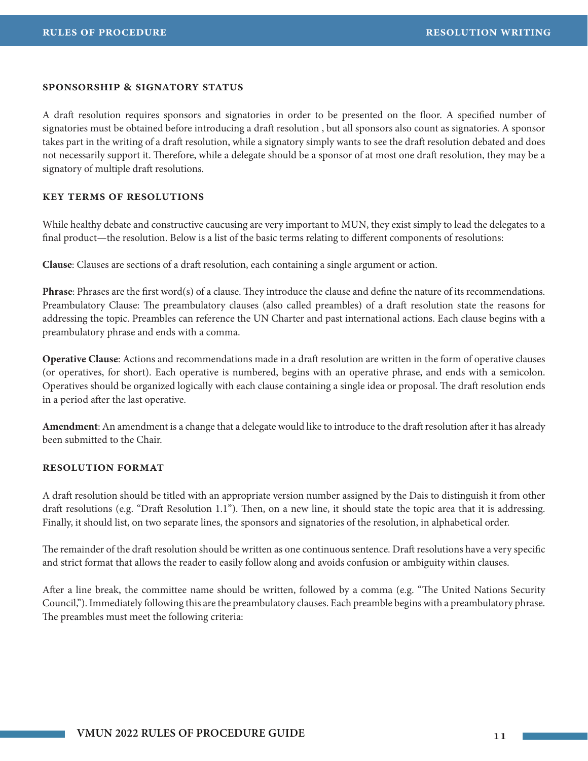### SPONSORSHIP & SIGNATORY STATUS

A draft resolution requires sponsors and signatories in order to be presented on the floor. A specified number of signatories must be obtained before introducing a draft resolution , but all sponsors also count as signatories. A sponsor takes part in the writing of a draft resolution, while a signatory simply wants to see the draft resolution debated and does not necessarily support it. Therefore, while a delegate should be a sponsor of at most one draft resolution, they may be a signatory of multiple draft resolutions.

### KEY TERMS OF RESOLUTIONS

While healthy debate and constructive caucusing are very important to MUN, they exist simply to lead the delegates to a final product—the resolution. Below is a list of the basic terms relating to different components of resolutions:

**Clause**: Clauses are sections of a draft resolution, each containing a single argument or action.

**Phrase**: Phrases are the first word(s) of a clause. They introduce the clause and define the nature of its recommendations. Preambulatory Clause: The preambulatory clauses (also called preambles) of a draft resolution state the reasons for addressing the topic. Preambles can reference the UN Charter and past international actions. Each clause begins with a preambulatory phrase and ends with a comma.

**Operative Clause**: Actions and recommendations made in a draft resolution are written in the form of operative clauses (or operatives, for short). Each operative is numbered, begins with an operative phrase, and ends with a semicolon. Operatives should be organized logically with each clause containing a single idea or proposal. The draft resolution ends in a period after the last operative.

**Amendment**: An amendment is a change that a delegate would like to introduce to the draft resolution after it has already been submitted to the Chair.

### RESOLUTION FORMAT

A draft resolution should be titled with an appropriate version number assigned by the Dais to distinguish it from other draft resolutions (e.g. "Draft Resolution 1.1"). Then, on a new line, it should state the topic area that it is addressing. Finally, it should list, on two separate lines, the sponsors and signatories of the resolution, in alphabetical order.

The remainder of the draft resolution should be written as one continuous sentence. Draft resolutions have a very specific and strict format that allows the reader to easily follow along and avoids confusion or ambiguity within clauses.

After a line break, the committee name should be written, followed by a comma (e.g. "The United Nations Security Council,"). Immediately following this are the preambulatory clauses. Each preamble begins with a preambulatory phrase. The preambles must meet the following criteria: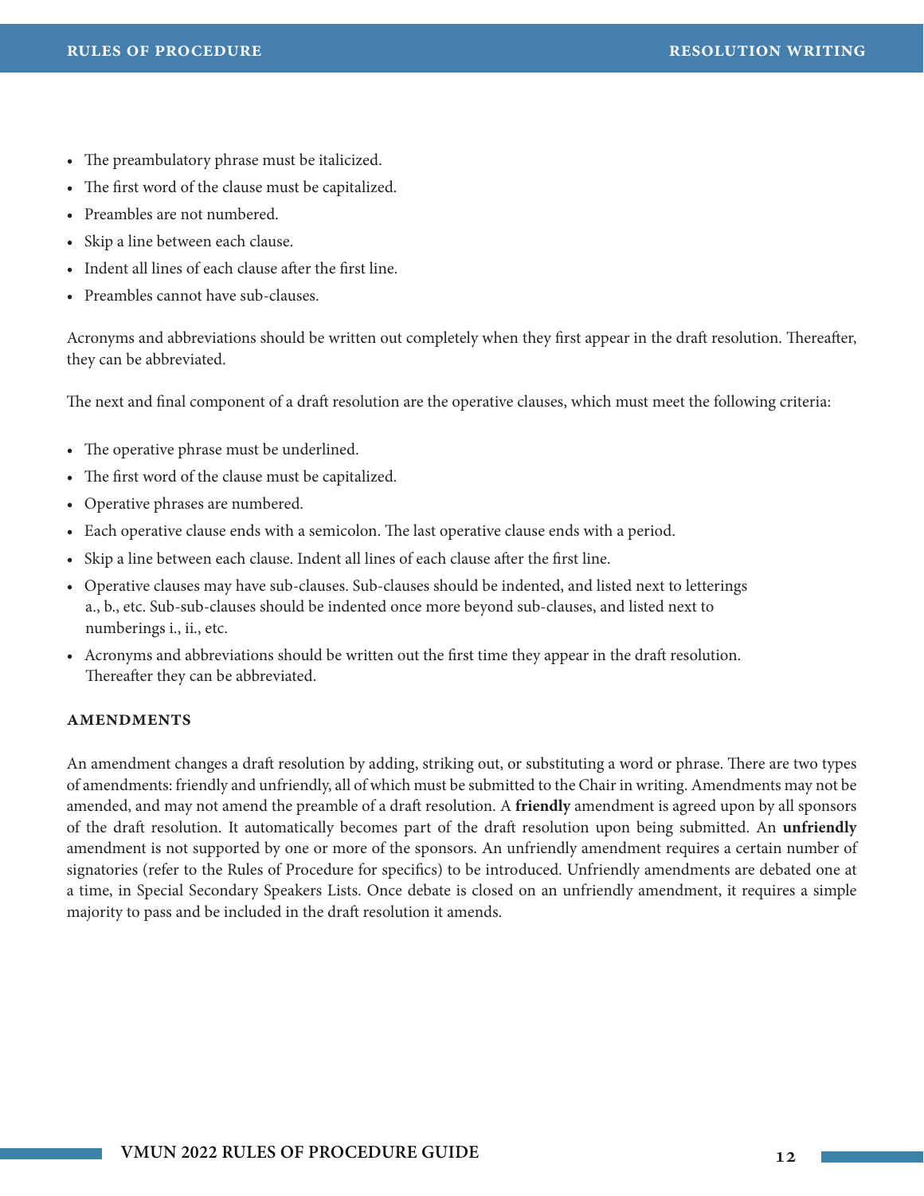- The preambulatory phrase must be italicized.
- The first word of the clause must be capitalized.
- Preambles are not numbered.
- Skip a line between each clause.
- Indent all lines of each clause after the first line.
- Preambles cannot have sub-clauses.

Acronyms and abbreviations should be written out completely when they first appear in the draft resolution. Thereafter, they can be abbreviated.

The next and final component of a draft resolution are the operative clauses, which must meet the following criteria:

- The operative phrase must be underlined.
- The first word of the clause must be capitalized.
- Operative phrases are numbered.
- Each operative clause ends with a semicolon. The last operative clause ends with a period.
- Skip a line between each clause. Indent all lines of each clause after the first line.
- Operative clauses may have sub-clauses. Sub-clauses should be indented, and listed next to letterings a., b., etc. Sub-sub-clauses should be indented once more beyond sub-clauses, and listed next to numberings i., ii., etc.
- Acronyms and abbreviations should be written out the first time they appear in the draft resolution. Thereafter they can be abbreviated.

### AMENDMENTS

An amendment changes a draft resolution by adding, striking out, or substituting a word or phrase. There are two types of amendments: friendly and unfriendly, all of which must be submitted to the Chair in writing. Amendments may not be amended, and may not amend the preamble of a draft resolution. A **friendly** amendment is agreed upon by all sponsors of the draft resolution. It automatically becomes part of the draft resolution upon being submitted. An **unfriendly** amendment is not supported by one or more of the sponsors. An unfriendly amendment requires a certain number of signatories (refer to the Rules of Procedure for specifics) to be introduced. Unfriendly amendments are debated one at a time, in Special Secondary Speakers Lists. Once debate is closed on an unfriendly amendment, it requires a simple majority to pass and be included in the draft resolution it amends.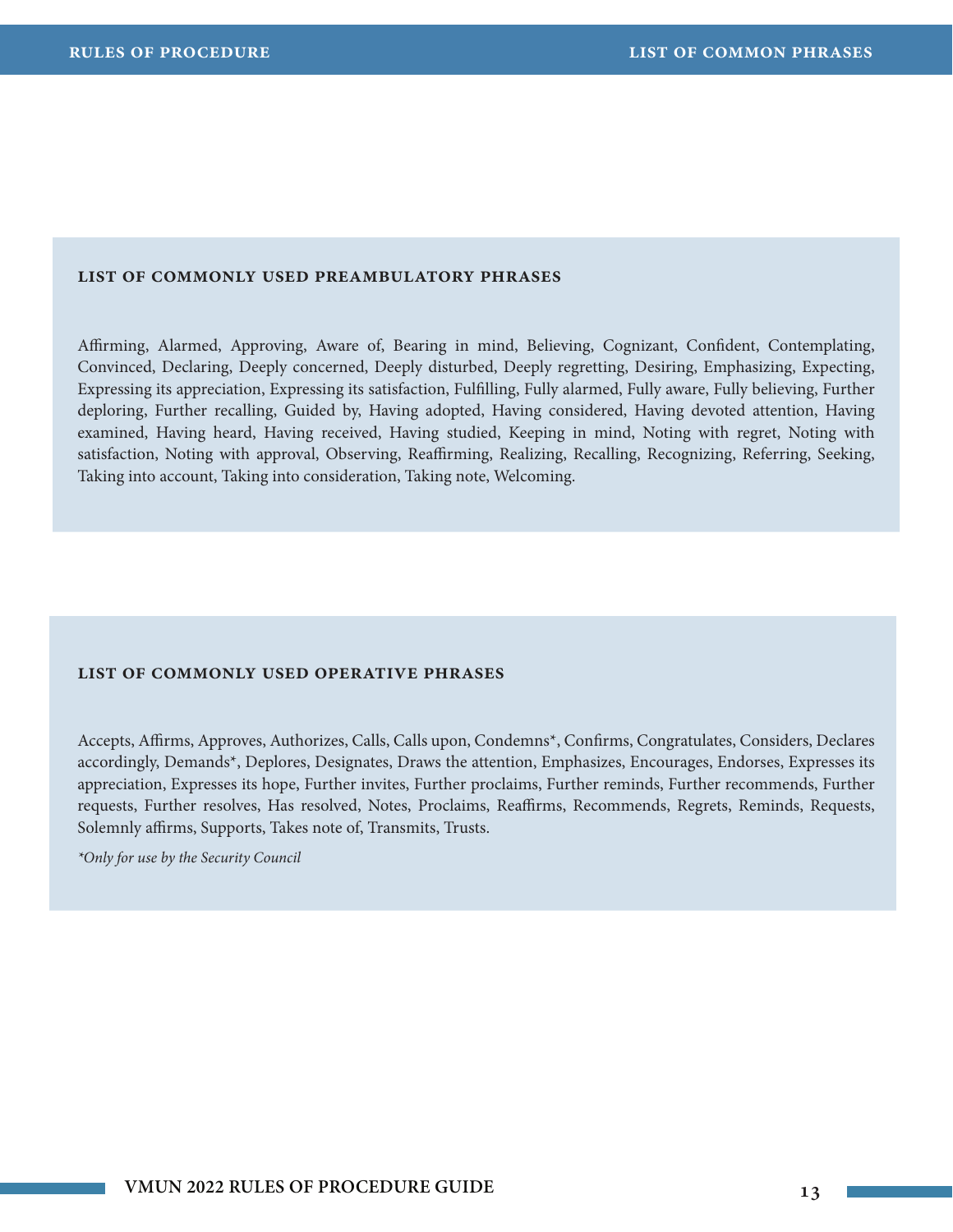## LIST OF COMMONLY USED PREAMBULATORY PHRASES

Affirming, Alarmed, Approving, Aware of, Bearing in mind, Believing, Cognizant, Confident, Contemplating, Convinced, Declaring, Deeply concerned, Deeply disturbed, Deeply regretting, Desiring, Emphasizing, Expecting, Expressing its appreciation, Expressing its satisfaction, Fulfilling, Fully alarmed, Fully aware, Fully believing, Further deploring, Further recalling, Guided by, Having adopted, Having considered, Having devoted attention, Having examined, Having heard, Having received, Having studied, Keeping in mind, Noting with regret, Noting with satisfaction, Noting with approval, Observing, Reaffirming, Realizing, Recalling, Recognizing, Referring, Seeking, Taking into account, Taking into consideration, Taking note, Welcoming.

## LIST OF COMMONLY USED OPERATIVE PHRASES

Accepts, Affirms, Approves, Authorizes, Calls, Calls upon, Condemns*, Confirms, Congratulates, Considers, Declares accordingly, Demands*, Deplores, Designates, Draws the attention, Emphasizes, Encourages, Endorses, Expresses its appreciation, Expresses its hope, Further invites, Further proclaims, Further reminds, Further recommends, Further requests, Further resolves, Has resolved, Notes, Proclaims, Reaffirms, Recommends, Regrets, Reminds, Requests, Solemnly affirms, Supports, Takes note of, Transmits, Trusts.

*\*Only for use by the Security Council*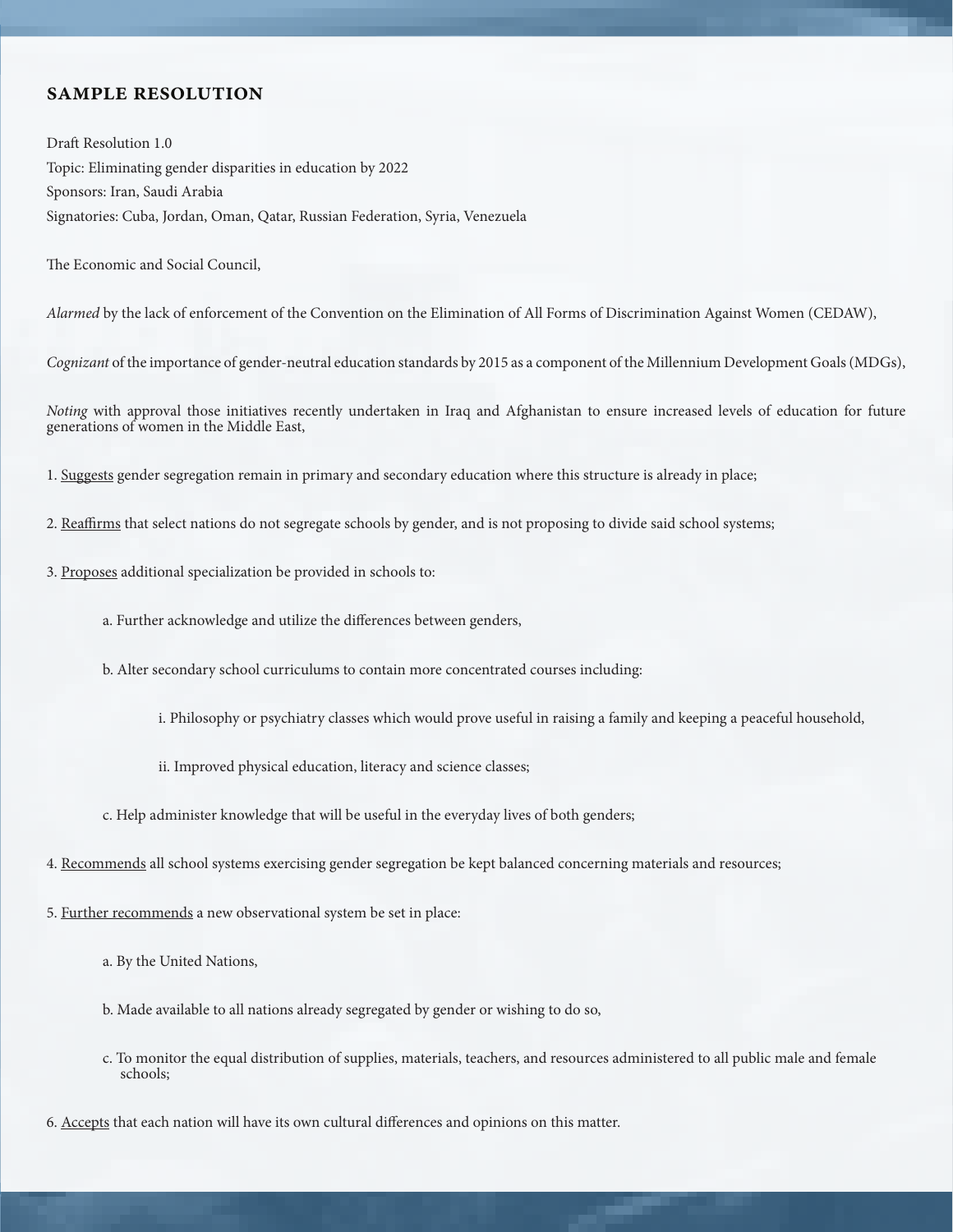## SAMPLE RESOLUTION

Draft Resolution 1.0
Topic: Eliminating gender disparities in education by 2022
Sponsors: Iran, Saudi Arabia
Signatories: Cuba, Jordan, Oman, Qatar, Russian Federation, Syria, Venezuela

The Economic and Social Council,

*Alarmed* by the lack of enforcement of the Convention on the Elimination of All Forms of Discrimination Against Women (CEDAW),

*Cognizant* of the importance of gender-neutral education standards by 2015 as a component of the Millennium Development Goals (MDGs),

*Noting* with approval those initiatives recently undertaken in Iraq and Afghanistan to ensure increased levels of education for future generations of women in the Middle East,

1. <u>Suggests</u> gender segregation remain in primary and secondary education where this structure is already in place;

2. <u>Reaffirms</u> that select nations do not segregate schools by gender, and is not proposing to divide said school systems;

3. <u>Proposes</u> additional specialization be provided in schools to:

    a. Further acknowledge and utilize the differences between genders,

    b. Alter secondary school curriculums to contain more concentrated courses including:

        i. Philosophy or psychiatry classes which would prove useful in raising a family and keeping a peaceful household,

        ii. Improved physical education, literacy and science classes;

    c. Help administer knowledge that will be useful in the everyday lives of both genders;

4. <u>Recommends</u> all school systems exercising gender segregation be kept balanced concerning materials and resources;

5. <u>Further recommends</u> a new observational system be set in place:

    a. By the United Nations,

    b. Made available to all nations already segregated by gender or wishing to do so,

    c. To monitor the equal distribution of supplies, materials, teachers, and resources administered to all public male and female schools;

6. <u>Accepts</u> that each nation will have its own cultural differences and opinions on this matter.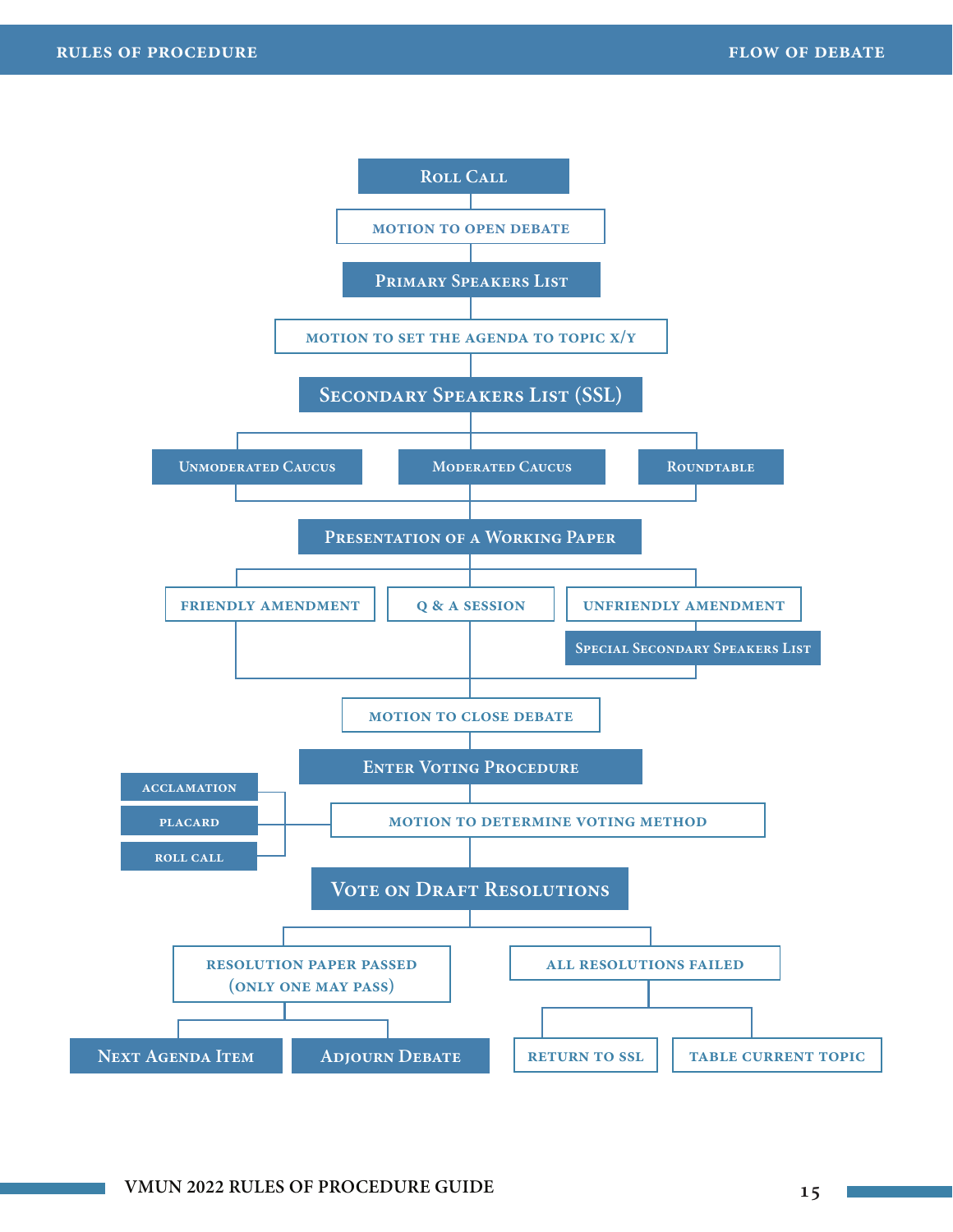Roll Call

↓

MOTION TO OPEN DEBATE

↓

Primary Speakers List

↓

MOTION TO SET THE AGENDA TO TOPIC X/Y

↓

Secondary Speakers List (SSL)

↓

- Unmoderated Caucus
- Moderated Caucus
- Roundtable

↓

Presentation of a Working Paper

↓

- FRIENDLY AMENDMENT
- Q & A SESSION
- UNFRIENDLY AMENDMENT
  - Special Secondary Speakers List

↓

MOTION TO CLOSE DEBATE

↓

Enter Voting Procedure

↓

MOTION TO DETERMINE VOTING METHOD

- ACCLAMATION
- PLACARD
- ROLL CALL

↓

Vote on Draft Resolutions

↓

- RESOLUTION PAPER PASSED (ONLY ONE MAY PASS)
  - Next Agenda Item
  - Adjourn Debate
- ALL RESOLUTIONS FAILED
  - RETURN TO SSL
  - TABLE CURRENT TOPIC